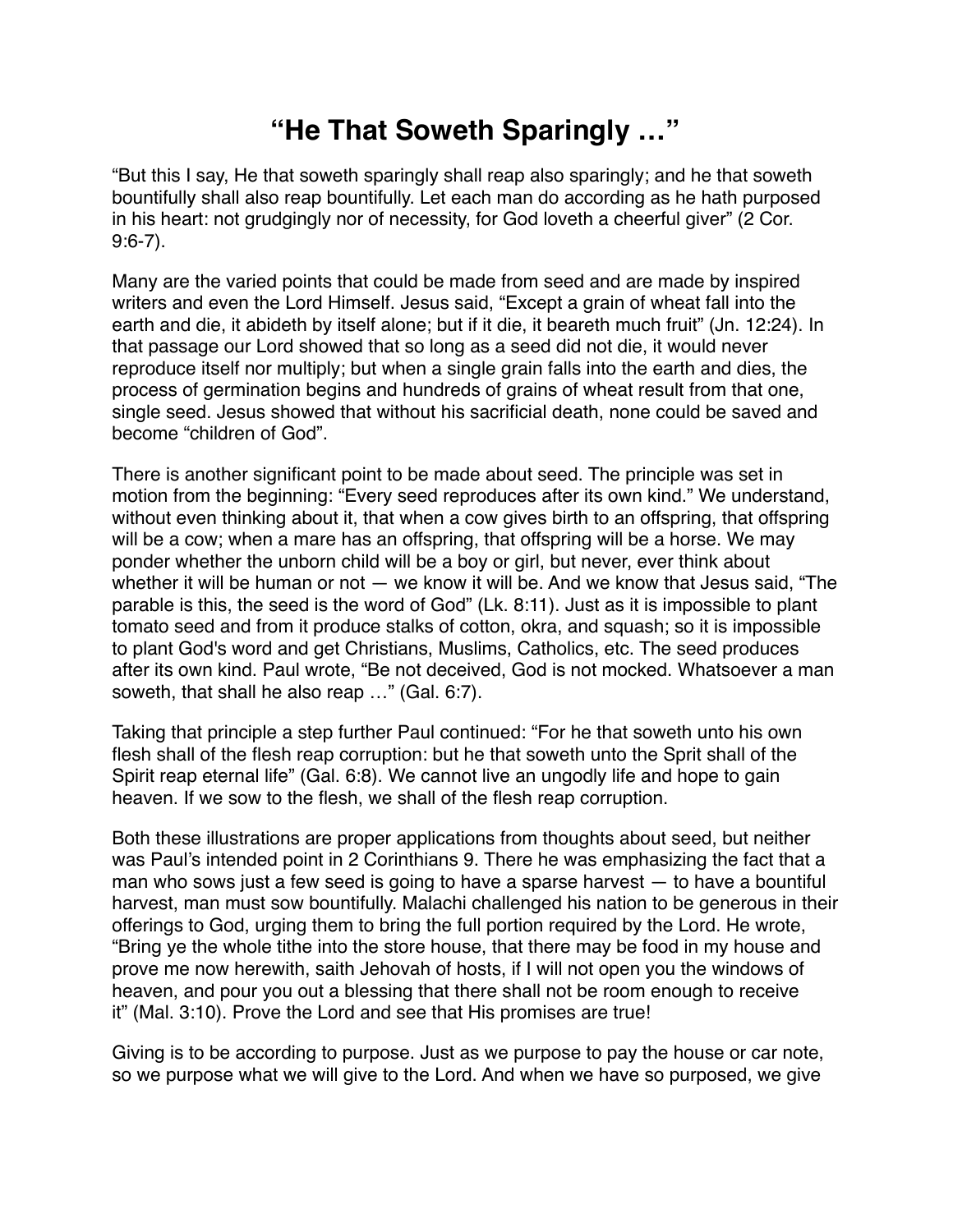# "He That Soweth Sparingly …"

"But this I say, He that soweth sparingly shall reap also sparingly; and he that soweth bountifully shall also reap bountifully. Let each man do according as he hath purposed in his heart: not grudgingly nor of necessity, for God loveth a cheerful giver" (2 Cor. 9:6-7).

Many are the varied points that could be made from seed and are made by inspired writers and even the Lord Himself. Jesus said, "Except a grain of wheat fall into the earth and die, it abideth by itself alone; but if it die, it beareth much fruit" (Jn. 12:24). In that passage our Lord showed that so long as a seed did not die, it would never reproduce itself nor multiply; but when a single grain falls into the earth and dies, the process of germination begins and hundreds of grains of wheat result from that one, single seed. Jesus showed that without his sacrificial death, none could be saved and become "children of God".

There is another significant point to be made about seed. The principle was set in motion from the beginning: "Every seed reproduces after its own kind." We understand, without even thinking about it, that when a cow gives birth to an offspring, that offspring will be a cow; when a mare has an offspring, that offspring will be a horse. We may ponder whether the unborn child will be a boy or girl, but never, ever think about whether it will be human or not — we know it will be. And we know that Jesus said, "The parable is this, the seed is the word of God" (Lk. 8:11). Just as it is impossible to plant tomato seed and from it produce stalks of cotton, okra, and squash; so it is impossible to plant God's word and get Christians, Muslims, Catholics, etc. The seed produces after its own kind. Paul wrote, "Be not deceived, God is not mocked. Whatsoever a man soweth, that shall he also reap …" (Gal. 6:7).

Taking that principle a step further Paul continued: "For he that soweth unto his own flesh shall of the flesh reap corruption: but he that soweth unto the Sprit shall of the Spirit reap eternal life" (Gal. 6:8). We cannot live an ungodly life and hope to gain heaven. If we sow to the flesh, we shall of the flesh reap corruption.

Both these illustrations are proper applications from thoughts about seed, but neither was Paul's intended point in 2 Corinthians 9. There he was emphasizing the fact that a man who sows just a few seed is going to have a sparse harvest — to have a bountiful harvest, man must sow bountifully. Malachi challenged his nation to be generous in their offerings to God, urging them to bring the full portion required by the Lord. He wrote, "Bring ye the whole tithe into the store house, that there may be food in my house and prove me now herewith, saith Jehovah of hosts, if I will not open you the windows of heaven, and pour you out a blessing that there shall not be room enough to receive it" (Mal. 3:10). Prove the Lord and see that His promises are true!

Giving is to be according to purpose. Just as we purpose to pay the house or car note, so we purpose what we will give to the Lord. And when we have so purposed, we give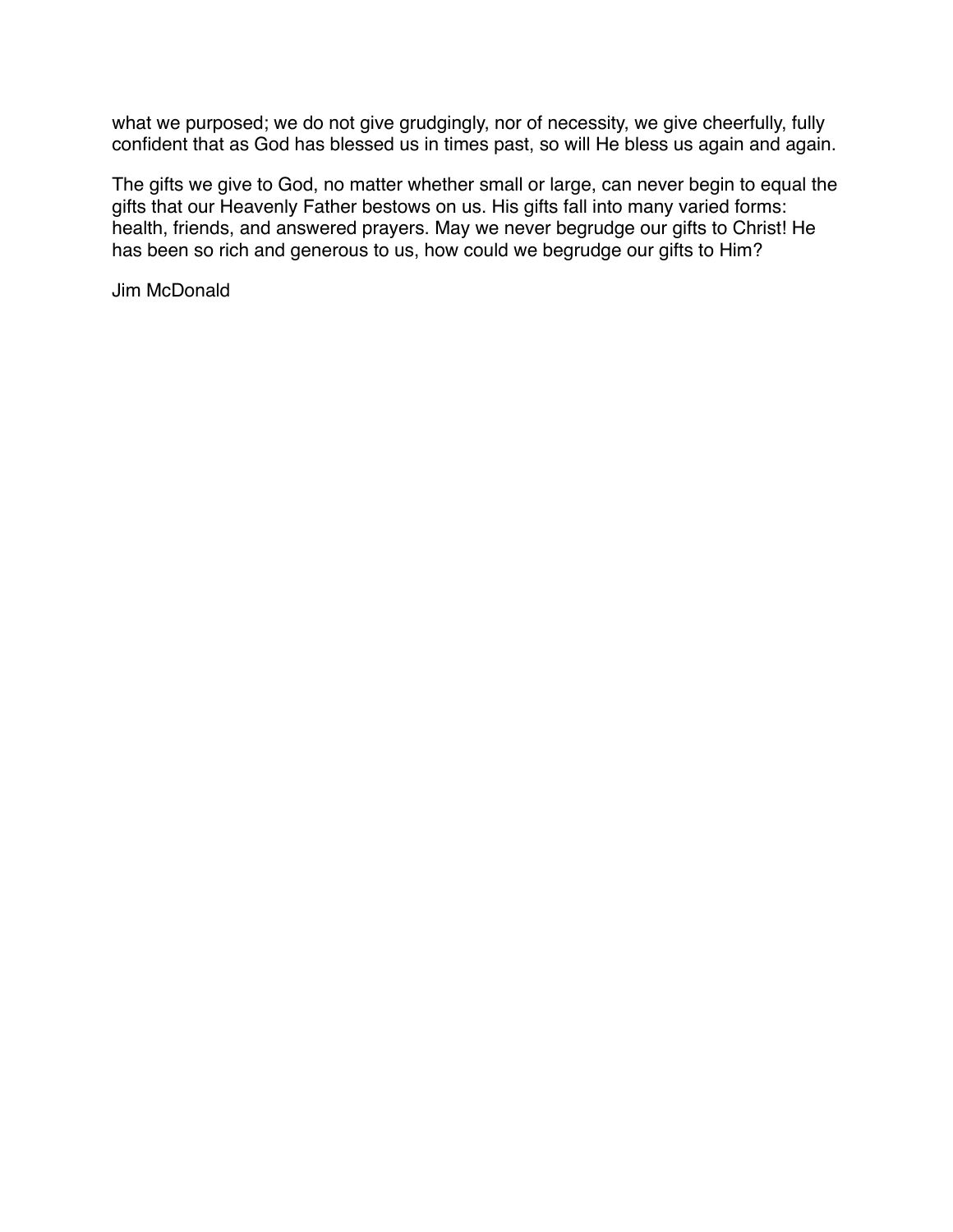what we purposed; we do not give grudgingly, nor of necessity, we give cheerfully, fully confident that as God has blessed us in times past, so will He bless us again and again.

The gifts we give to God, no matter whether small or large, can never begin to equal the gifts that our Heavenly Father bestows on us. His gifts fall into many varied forms: health, friends, and answered prayers. May we never begrudge our gifts to Christ! He has been so rich and generous to us, how could we begrudge our gifts to Him?

Jim McDonald